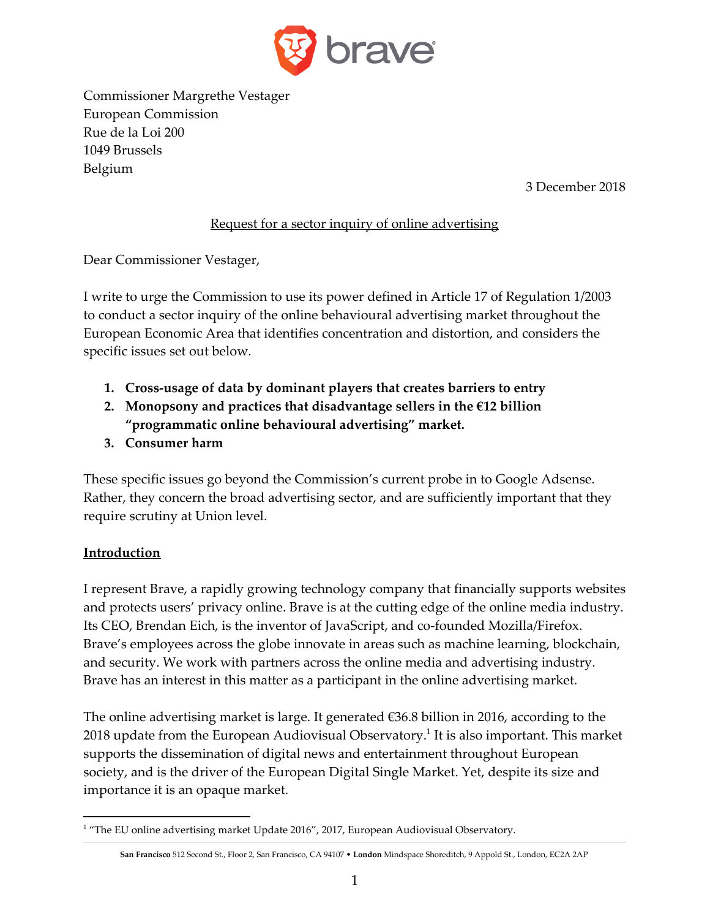Commissioner Margrethe Vestager
European Commission
Rue de la Loi 200
1049 Brussels
Belgium

3 December 2018

Request for a sector inquiry of online advertising

Dear Commissioner Vestager,

I write to urge the Commission to use its power defined in Article 17 of Regulation 1/2003 to conduct a sector inquiry of the online behavioural advertising market throughout the European Economic Area that identifies concentration and distortion, and considers the specific issues set out below.

1. **Cross-usage of data by dominant players that creates barriers to entry**
2. **Monopsony and practices that disadvantage sellers in the €12 billion "programmatic online behavioural advertising" market.**
3. **Consumer harm**

These specific issues go beyond the Commission's current probe in to Google Adsense. Rather, they concern the broad advertising sector, and are sufficiently important that they require scrutiny at Union level.

## Introduction

I represent Brave, a rapidly growing technology company that financially supports websites and protects users' privacy online. Brave is at the cutting edge of the online media industry. Its CEO, Brendan Eich, is the inventor of JavaScript, and co-founded Mozilla/Firefox. Brave's employees across the globe innovate in areas such as machine learning, blockchain, and security. We work with partners across the online media and advertising industry. Brave has an interest in this matter as a participant in the online advertising market.

The online advertising market is large. It generated €36.8 billion in 2016, according to the 2018 update from the European Audiovisual Observatory.[1] It is also important. This market supports the dissemination of digital news and entertainment throughout European society, and is the driver of the European Digital Single Market. Yet, despite its size and importance it is an opaque market.

[1] "The EU online advertising market Update 2016", 2017, European Audiovisual Observatory.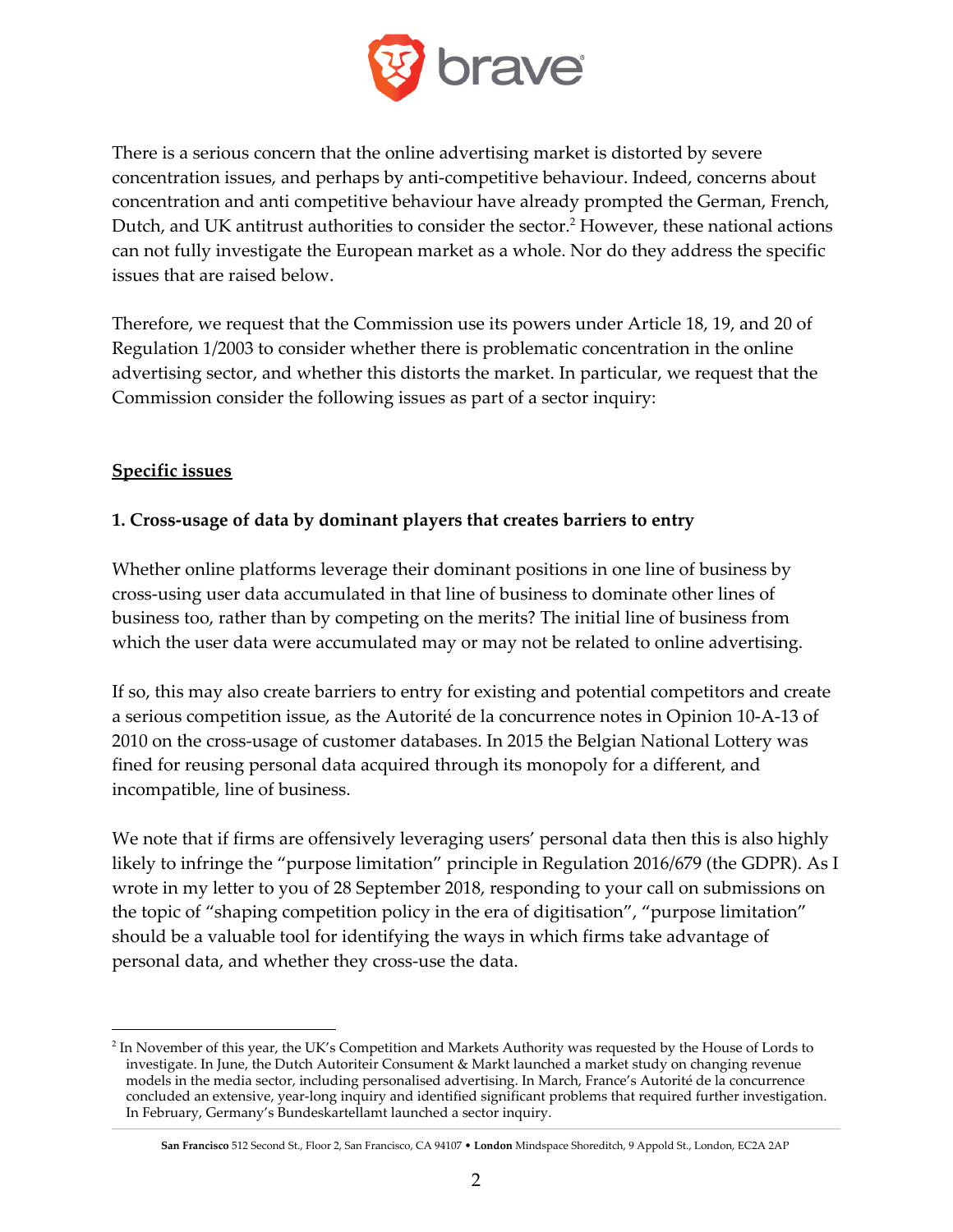There is a serious concern that the online advertising market is distorted by severe concentration issues, and perhaps by anti-competitive behaviour. Indeed, concerns about concentration and anti competitive behaviour have already prompted the German, French, Dutch, and UK antitrust authorities to consider the sector.[2] However, these national actions can not fully investigate the European market as a whole. Nor do they address the specific issues that are raised below.

Therefore, we request that the Commission use its powers under Article 18, 19, and 20 of Regulation 1/2003 to consider whether there is problematic concentration in the online advertising sector, and whether this distorts the market. In particular, we request that the Commission consider the following issues as part of a sector inquiry:

## Specific issues

### 1. Cross-usage of data by dominant players that creates barriers to entry

Whether online platforms leverage their dominant positions in one line of business by cross-using user data accumulated in that line of business to dominate other lines of business too, rather than by competing on the merits? The initial line of business from which the user data were accumulated may or may not be related to online advertising.

If so, this may also create barriers to entry for existing and potential competitors and create a serious competition issue, as the Autorité de la concurrence notes in Opinion 10-A-13 of 2010 on the cross-usage of customer databases. In 2015 the Belgian National Lottery was fined for reusing personal data acquired through its monopoly for a different, and incompatible, line of business.

We note that if firms are offensively leveraging users' personal data then this is also highly likely to infringe the "purpose limitation" principle in Regulation 2016/679 (the GDPR). As I wrote in my letter to you of 28 September 2018, responding to your call on submissions on the topic of "shaping competition policy in the era of digitisation", "purpose limitation" should be a valuable tool for identifying the ways in which firms take advantage of personal data, and whether they cross-use the data.

---

[2] In November of this year, the UK's Competition and Markets Authority was requested by the House of Lords to investigate. In June, the Dutch Autoriteit Consument & Markt launched a market study on changing revenue models in the media sector, including personalised advertising. In March, France's Autorité de la concurrence concluded an extensive, year-long inquiry and identified significant problems that required further investigation. In February, Germany's Bundeskartellamt launched a sector inquiry.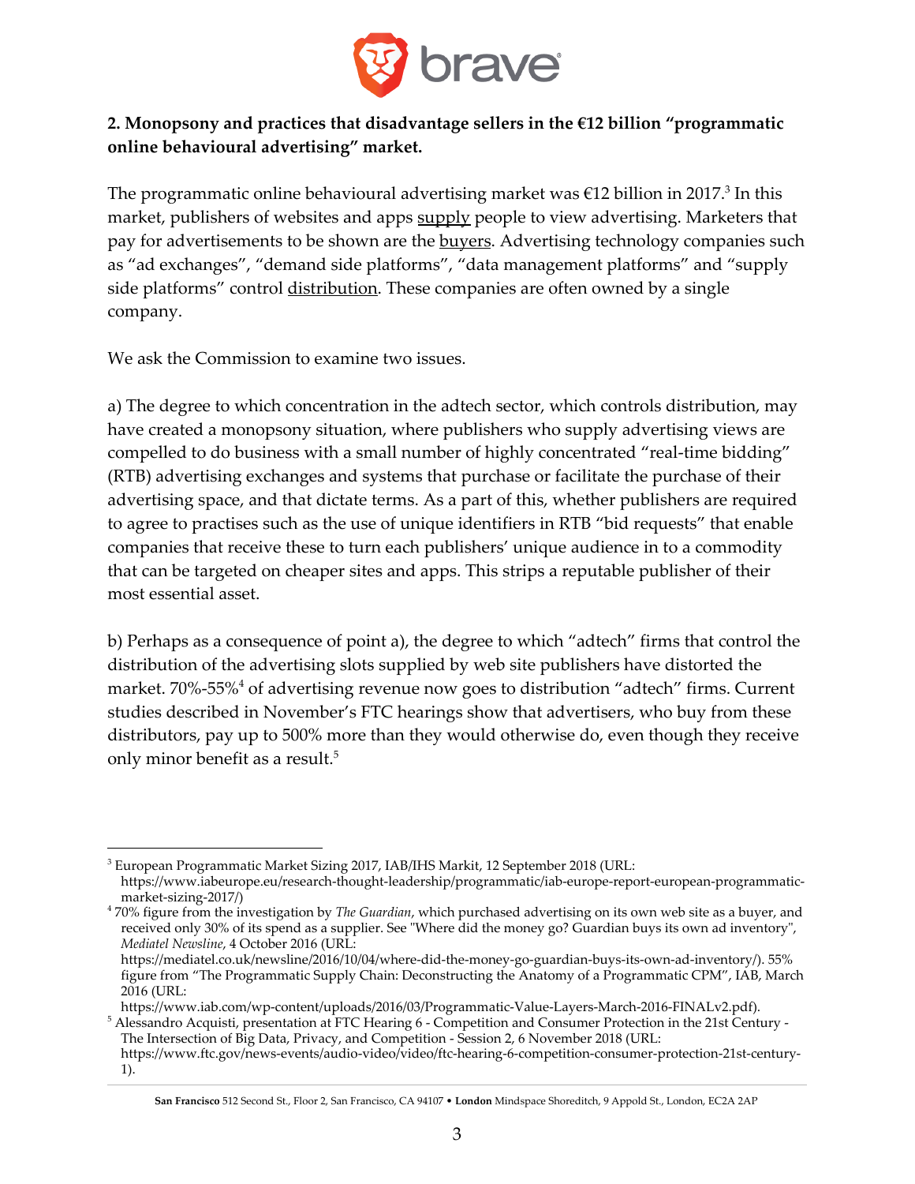**2. Monopsony and practices that disadvantage sellers in the €12 billion "programmatic online behavioural advertising" market.**

The programmatic online behavioural advertising market was €12 billion in 2017.[3] In this market, publishers of websites and apps supply people to view advertising. Marketers that pay for advertisements to be shown are the buyers. Advertising technology companies such as "ad exchanges", "demand side platforms", "data management platforms" and "supply side platforms" control distribution. These companies are often owned by a single company.

We ask the Commission to examine two issues.

a) The degree to which concentration in the adtech sector, which controls distribution, may have created a monopsony situation, where publishers who supply advertising views are compelled to do business with a small number of highly concentrated "real-time bidding" (RTB) advertising exchanges and systems that purchase or facilitate the purchase of their advertising space, and that dictate terms. As a part of this, whether publishers are required to agree to practises such as the use of unique identifiers in RTB "bid requests" that enable companies that receive these to turn each publishers' unique audience in to a commodity that can be targeted on cheaper sites and apps. This strips a reputable publisher of their most essential asset.

b) Perhaps as a consequence of point a), the degree to which "adtech" firms that control the distribution of the advertising slots supplied by web site publishers have distorted the market. 70%-55%[4] of advertising revenue now goes to distribution "adtech" firms. Current studies described in November's FTC hearings show that advertisers, who buy from these distributors, pay up to 500% more than they would otherwise do, even though they receive only minor benefit as a result.[5]

---

[3] European Programmatic Market Sizing 2017, IAB/IHS Markit, 12 September 2018 (URL: https://www.iabeurope.eu/research-thought-leadership/programmatic/iab-europe-report-european-programmatic-market-sizing-2017/)

[4] 70% figure from the investigation by *The Guardian*, which purchased advertising on its own web site as a buyer, and received only 30% of its spend as a supplier. See "Where did the money go? Guardian buys its own ad inventory", *Mediatel Newsline*, 4 October 2016 (URL: https://mediatel.co.uk/newsline/2016/10/04/where-did-the-money-go-guardian-buys-its-own-ad-inventory/). 55% figure from "The Programmatic Supply Chain: Deconstructing the Anatomy of a Programmatic CPM", IAB, March 2016 (URL: https://www.iab.com/wp-content/uploads/2016/03/Programmatic-Value-Layers-March-2016-FINALv2.pdf).

[5] Alessandro Acquisti, presentation at FTC Hearing 6 - Competition and Consumer Protection in the 21st Century - The Intersection of Big Data, Privacy, and Competition - Session 2, 6 November 2018 (URL: https://www.ftc.gov/news-events/audio-video/video/ftc-hearing-6-competition-consumer-protection-21st-century-1).

**San Francisco** 512 Second St., Floor 2, San Francisco, CA 94107 • **London** Mindspace Shoreditch, 9 Appold St., London, EC2A 2AP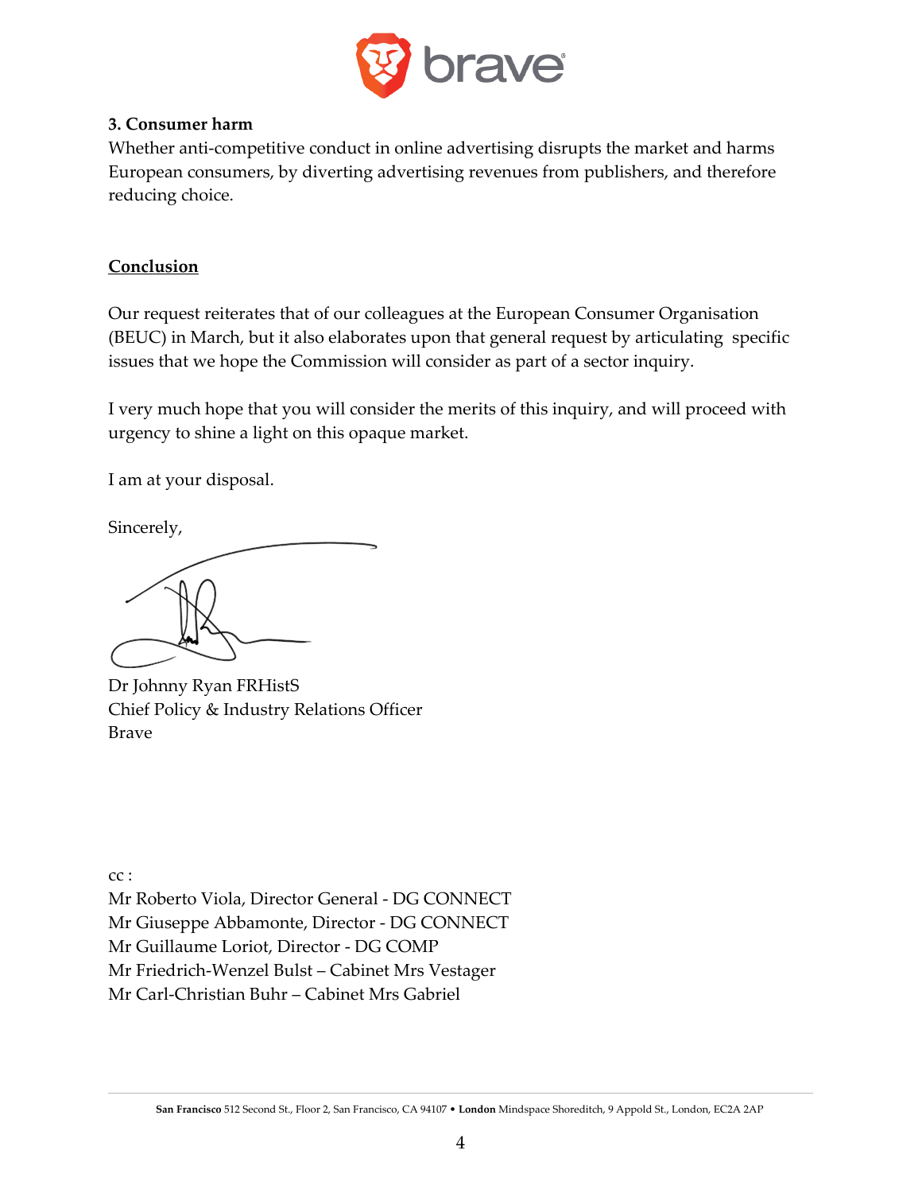### 3. Consumer harm

Whether anti-competitive conduct in online advertising disrupts the market and harms European consumers, by diverting advertising revenues from publishers, and therefore reducing choice.

## Conclusion

Our request reiterates that of our colleagues at the European Consumer Organisation (BEUC) in March, but it also elaborates upon that general request by articulating specific issues that we hope the Commission will consider as part of a sector inquiry.

I very much hope that you will consider the merits of this inquiry, and will proceed with urgency to shine a light on this opaque market.

I am at your disposal.

Sincerely,

Dr Johnny Ryan FRHistS
Chief Policy & Industry Relations Officer
Brave

cc :
Mr Roberto Viola, Director General - DG CONNECT
Mr Giuseppe Abbamonte, Director - DG CONNECT
Mr Guillaume Loriot, Director - DG COMP
Mr Friedrich-Wenzel Bulst – Cabinet Mrs Vestager
Mr Carl-Christian Buhr – Cabinet Mrs Gabriel